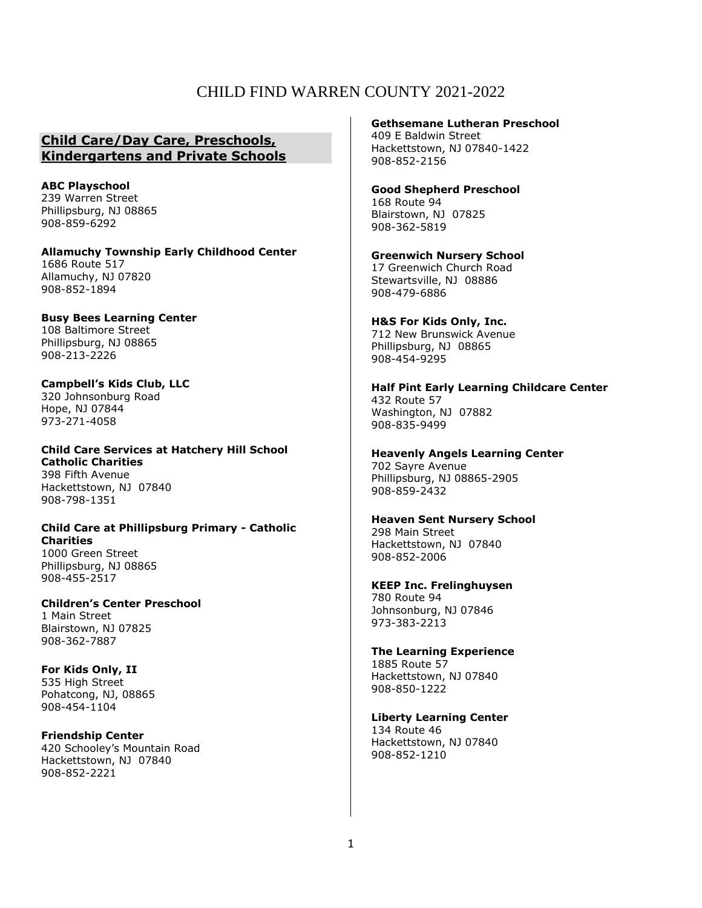# CHILD FIND WARREN COUNTY 2021-2022

## Child Care/Day Care, Preschools, Kindergartens and Private Schools

**ABC Playschool**
239 Warren Street
Phillipsburg, NJ 08865
908-859-6292

**Allamuchy Township Early Childhood Center**
1686 Route 517
Allamuchy, NJ 07820
908-852-1894

**Busy Bees Learning Center**
108 Baltimore Street
Phillipsburg, NJ 08865
908-213-2226

**Campbell's Kids Club, LLC**
320 Johnsonburg Road
Hope, NJ 07844
973-271-4058

**Child Care Services at Hatchery Hill School Catholic Charities**
398 Fifth Avenue
Hackettstown, NJ 07840
908-798-1351

**Child Care at Phillipsburg Primary - Catholic Charities**
1000 Green Street
Phillipsburg, NJ 08865
908-455-2517

**Children's Center Preschool**
1 Main Street
Blairstown, NJ 07825
908-362-7887

**For Kids Only, II**
535 High Street
Pohatcong, NJ, 08865
908-454-1104

**Friendship Center**
420 Schooley's Mountain Road
Hackettstown, NJ 07840
908-852-2221

**Gethsemane Lutheran Preschool**
409 E Baldwin Street
Hackettstown, NJ 07840-1422
908-852-2156

**Good Shepherd Preschool**
168 Route 94
Blairstown, NJ 07825
908-362-5819

**Greenwich Nursery School**
17 Greenwich Church Road
Stewartsville, NJ 08886
908-479-6886

**H&S For Kids Only, Inc.**
712 New Brunswick Avenue
Phillipsburg, NJ 08865
908-454-9295

**Half Pint Early Learning Childcare Center**
432 Route 57
Washington, NJ 07882
908-835-9499

**Heavenly Angels Learning Center**
702 Sayre Avenue
Phillipsburg, NJ 08865-2905
908-859-2432

**Heaven Sent Nursery School**
298 Main Street
Hackettstown, NJ 07840
908-852-2006

**KEEP Inc. Frelinghuysen**
780 Route 94
Johnsonburg, NJ 07846
973-383-2213

**The Learning Experience**
1885 Route 57
Hackettstown, NJ 07840
908-850-1222

**Liberty Learning Center**
134 Route 46
Hackettstown, NJ 07840
908-852-1210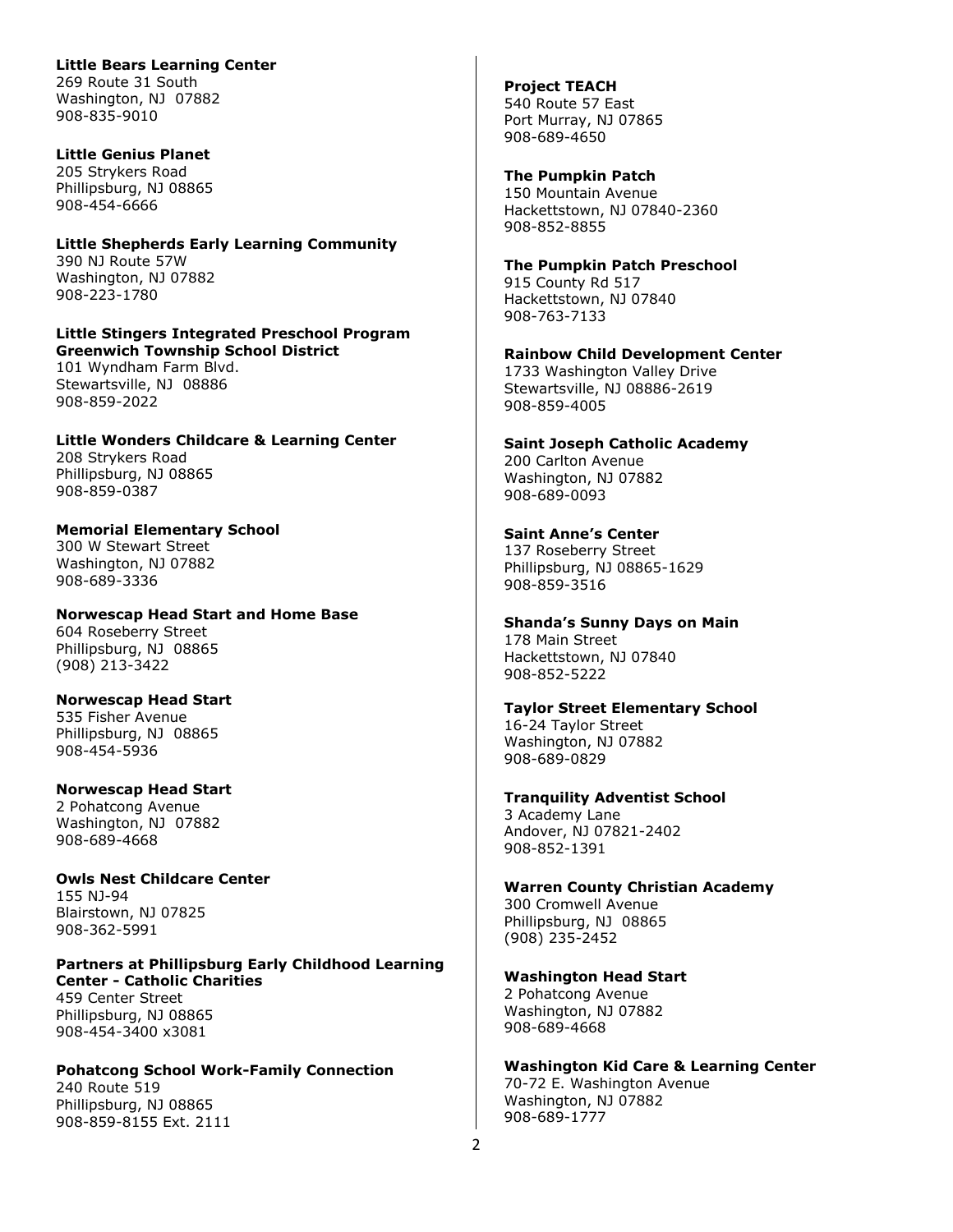**Little Bears Learning Center**
269 Route 31 South
Washington, NJ  07882
908-835-9010

**Little Genius Planet**
205 Strykers Road
Phillipsburg, NJ 08865
908-454-6666

**Little Shepherds Early Learning Community**
390 NJ Route 57W
Washington, NJ 07882
908-223-1780

**Little Stingers Integrated Preschool Program**
**Greenwich Township School District**
101 Wyndham Farm Blvd.
Stewartsville, NJ  08886
908-859-2022

**Little Wonders Childcare & Learning Center**
208 Strykers Road
Phillipsburg, NJ 08865
908-859-0387

**Memorial Elementary School**
300 W Stewart Street
Washington, NJ 07882
908-689-3336

**Norwescap Head Start and Home Base**
604 Roseberry Street
Phillipsburg, NJ  08865
(908) 213-3422

**Norwescap Head Start**
535 Fisher Avenue
Phillipsburg, NJ  08865
908-454-5936

**Norwescap Head Start**
2 Pohatcong Avenue
Washington, NJ  07882
908-689-4668

**Owls Nest Childcare Center**
155 NJ-94
Blairstown, NJ 07825
908-362-5991

**Partners at Phillipsburg Early Childhood Learning Center - Catholic Charities**
459 Center Street
Phillipsburg, NJ 08865
908-454-3400 x3081

**Pohatcong School Work-Family Connection**
240 Route 519
Phillipsburg, NJ 08865
908-859-8155 Ext. 2111

**Project TEACH**
540 Route 57 East
Port Murray, NJ 07865
908-689-4650

**The Pumpkin Patch**
150 Mountain Avenue
Hackettstown, NJ 07840-2360
908-852-8855

**The Pumpkin Patch Preschool**
915 County Rd 517
Hackettstown, NJ 07840
908-763-7133

**Rainbow Child Development Center**
1733 Washington Valley Drive
Stewartsville, NJ 08886-2619
908-859-4005

**Saint Joseph Catholic Academy**
200 Carlton Avenue
Washington, NJ 07882
908-689-0093

**Saint Anne's Center**
137 Roseberry Street
Phillipsburg, NJ 08865-1629
908-859-3516

**Shanda's Sunny Days on Main**
178 Main Street
Hackettstown, NJ 07840
908-852-5222

**Taylor Street Elementary School**
16-24 Taylor Street
Washington, NJ 07882
908-689-0829

**Tranquility Adventist School**
3 Academy Lane
Andover, NJ 07821-2402
908-852-1391

**Warren County Christian Academy**
300 Cromwell Avenue
Phillipsburg, NJ  08865
(908) 235-2452

**Washington Head Start**
2 Pohatcong Avenue
Washington, NJ 07882
908-689-4668

**Washington Kid Care & Learning Center**
70-72 E. Washington Avenue
Washington, NJ 07882
908-689-1777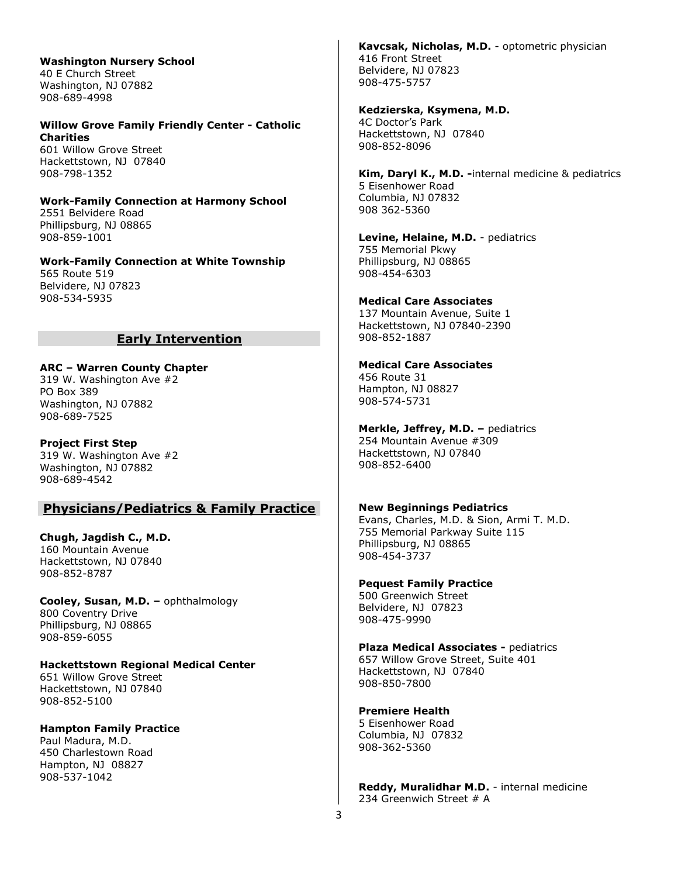**Washington Nursery School**
40 E Church Street
Washington, NJ 07882
908-689-4998

**Willow Grove Family Friendly Center - Catholic Charities**
601 Willow Grove Street
Hackettstown, NJ 07840
908-798-1352

**Work-Family Connection at Harmony School**
2551 Belvidere Road
Phillipsburg, NJ 08865
908-859-1001

**Work-Family Connection at White Township**
565 Route 519
Belvidere, NJ 07823
908-534-5935

## Early Intervention

**ARC – Warren County Chapter**
319 W. Washington Ave #2
PO Box 389
Washington, NJ 07882
908-689-7525

**Project First Step**
319 W. Washington Ave #2
Washington, NJ 07882
908-689-4542

## Physicians/Pediatrics & Family Practice

**Chugh, Jagdish C., M.D.**
160 Mountain Avenue
Hackettstown, NJ 07840
908-852-8787

**Cooley, Susan, M.D. –** ophthalmology
800 Coventry Drive
Phillipsburg, NJ 08865
908-859-6055

**Hackettstown Regional Medical Center**
651 Willow Grove Street
Hackettstown, NJ 07840
908-852-5100

**Hampton Family Practice**
Paul Madura, M.D.
450 Charlestown Road
Hampton, NJ 08827
908-537-1042

**Kavcsak, Nicholas, M.D.** - optometric physician
416 Front Street
Belvidere, NJ 07823
908-475-5757

**Kedzierska, Ksymena, M.D.**
4C Doctor's Park
Hackettstown, NJ 07840
908-852-8096

**Kim, Daryl K., M.D. -**internal medicine & pediatrics
5 Eisenhower Road
Columbia, NJ 07832
908 362-5360

**Levine, Helaine, M.D.** - pediatrics
755 Memorial Pkwy
Phillipsburg, NJ 08865
908-454-6303

**Medical Care Associates**
137 Mountain Avenue, Suite 1
Hackettstown, NJ 07840-2390
908-852-1887

**Medical Care Associates**
456 Route 31
Hampton, NJ 08827
908-574-5731

**Merkle, Jeffrey, M.D. –** pediatrics
254 Mountain Avenue #309
Hackettstown, NJ 07840
908-852-6400

**New Beginnings Pediatrics**
Evans, Charles, M.D. & Sion, Armi T. M.D.
755 Memorial Parkway Suite 115
Phillipsburg, NJ 08865
908-454-3737

**Pequest Family Practice**
500 Greenwich Street
Belvidere, NJ 07823
908-475-9990

**Plaza Medical Associates -** pediatrics
657 Willow Grove Street, Suite 401
Hackettstown, NJ 07840
908-850-7800

**Premiere Health**
5 Eisenhower Road
Columbia, NJ 07832
908-362-5360

**Reddy, Muralidhar M.D.** - internal medicine
234 Greenwich Street # A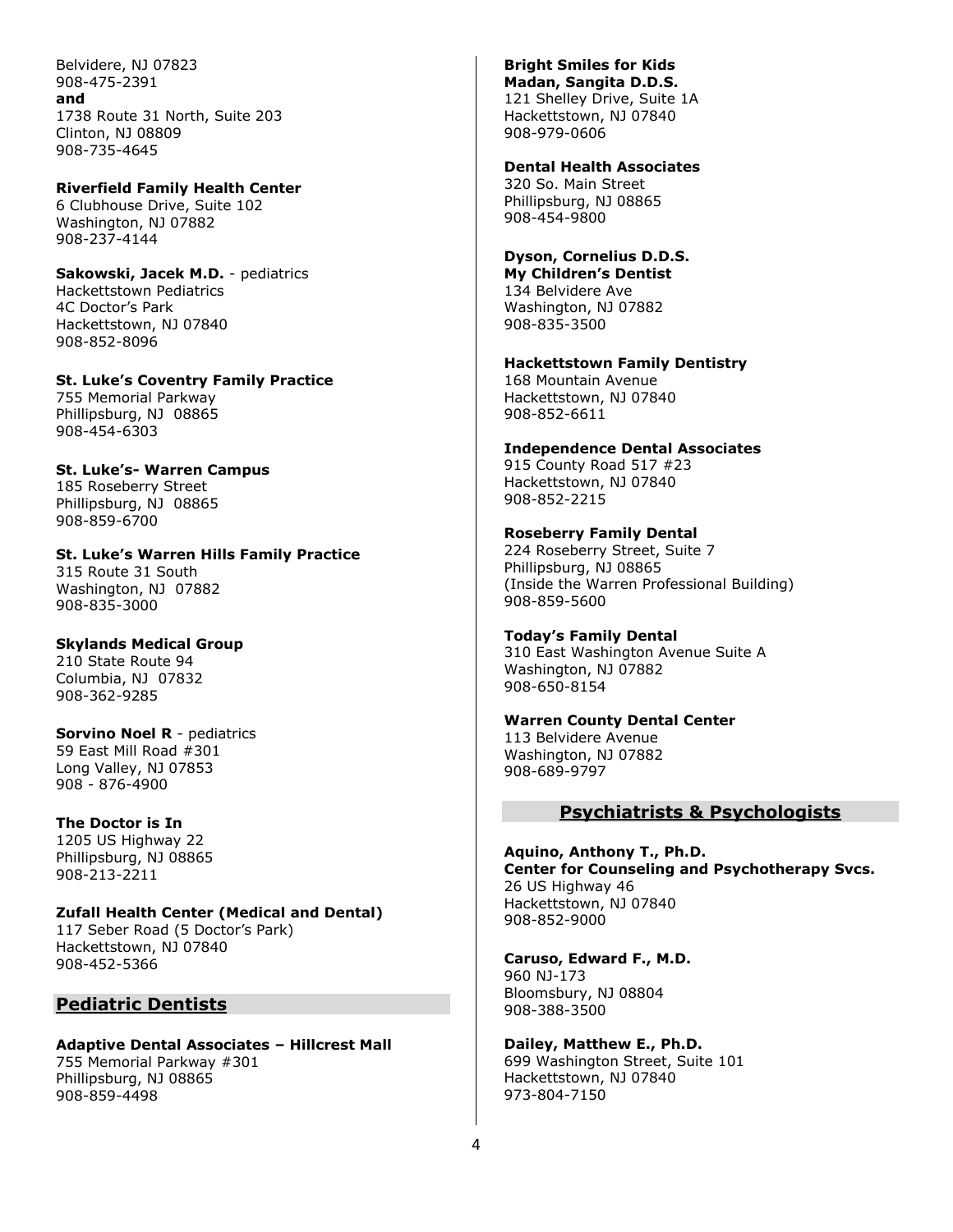Belvidere, NJ 07823
908-475-2391
**and**
1738 Route 31 North, Suite 203
Clinton, NJ 08809
908-735-4645

**Riverfield Family Health Center**
6 Clubhouse Drive, Suite 102
Washington, NJ 07882
908-237-4144

**Sakowski, Jacek M.D.** - pediatrics
Hackettstown Pediatrics
4C Doctor's Park
Hackettstown, NJ 07840
908-852-8096

**St. Luke's Coventry Family Practice**
755 Memorial Parkway
Phillipsburg, NJ 08865
908-454-6303

**St. Luke's- Warren Campus**
185 Roseberry Street
Phillipsburg, NJ 08865
908-859-6700

**St. Luke's Warren Hills Family Practice**
315 Route 31 South
Washington, NJ 07882
908-835-3000

**Skylands Medical Group**
210 State Route 94
Columbia, NJ 07832
908-362-9285

**Sorvino Noel R** - pediatrics
59 East Mill Road #301
Long Valley, NJ 07853
908 - 876-4900

**The Doctor is In**
1205 US Highway 22
Phillipsburg, NJ 08865
908-213-2211

**Zufall Health Center (Medical and Dental)**
117 Seber Road (5 Doctor's Park)
Hackettstown, NJ 07840
908-452-5366

## Pediatric Dentists

**Adaptive Dental Associates – Hillcrest Mall**
755 Memorial Parkway #301
Phillipsburg, NJ 08865
908-859-4498

**Bright Smiles for Kids**
**Madan, Sangita D.D.S.**
121 Shelley Drive, Suite 1A
Hackettstown, NJ 07840
908-979-0606

**Dental Health Associates**
320 So. Main Street
Phillipsburg, NJ 08865
908-454-9800

**Dyson, Cornelius D.D.S.**
**My Children's Dentist**
134 Belvidere Ave
Washington, NJ 07882
908-835-3500

**Hackettstown Family Dentistry**
168 Mountain Avenue
Hackettstown, NJ 07840
908-852-6611

**Independence Dental Associates**
915 County Road 517 #23
Hackettstown, NJ 07840
908-852-2215

**Roseberry Family Dental**
224 Roseberry Street, Suite 7
Phillipsburg, NJ 08865
(Inside the Warren Professional Building)
908-859-5600

**Today's Family Dental**
310 East Washington Avenue Suite A
Washington, NJ 07882
908-650-8154

**Warren County Dental Center**
113 Belvidere Avenue
Washington, NJ 07882
908-689-9797

## Psychiatrists & Psychologists

**Aquino, Anthony T., Ph.D.**
**Center for Counseling and Psychotherapy Svcs.**
26 US Highway 46
Hackettstown, NJ 07840
908-852-9000

**Caruso, Edward F., M.D.**
960 NJ-173
Bloomsbury, NJ 08804
908-388-3500

**Dailey, Matthew E., Ph.D.**
699 Washington Street, Suite 101
Hackettstown, NJ 07840
973-804-7150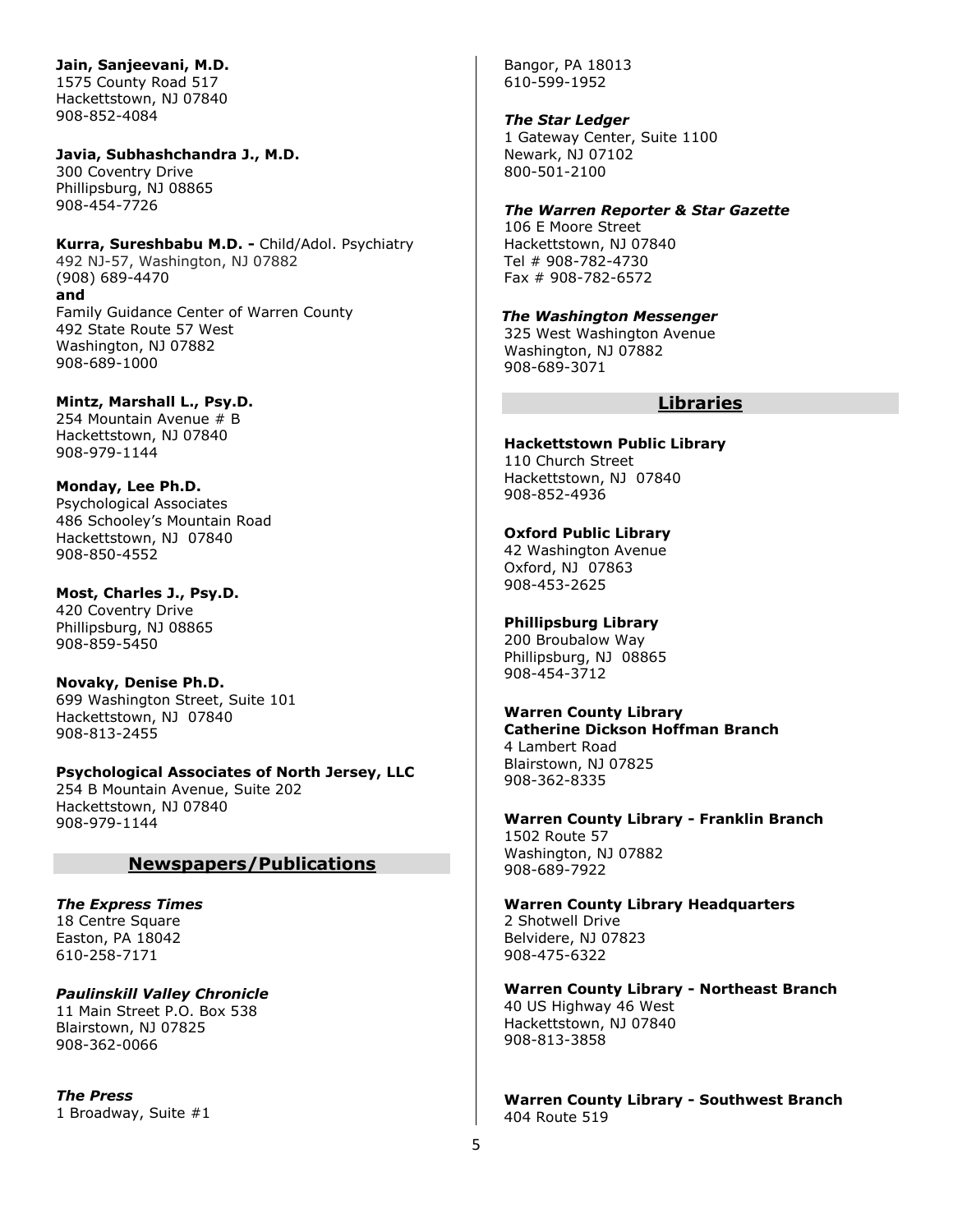**Jain, Sanjeevani, M.D.**
1575 County Road 517
Hackettstown, NJ 07840
908-852-4084

**Javia, Subhashchandra J., M.D.**
300 Coventry Drive
Phillipsburg, NJ 08865
908-454-7726

**Kurra, Sureshbabu M.D. -** Child/Adol. Psychiatry
492 NJ-57, Washington, NJ 07882
(908) 689-4470
**and**
Family Guidance Center of Warren County
492 State Route 57 West
Washington, NJ 07882
908-689-1000

**Mintz, Marshall L., Psy.D.**
254 Mountain Avenue # B
Hackettstown, NJ 07840
908-979-1144

**Monday, Lee Ph.D.**
Psychological Associates
486 Schooley's Mountain Road
Hackettstown, NJ 07840
908-850-4552

**Most, Charles J., Psy.D.**
420 Coventry Drive
Phillipsburg, NJ 08865
908-859-5450

**Novaky, Denise Ph.D.**
699 Washington Street, Suite 101
Hackettstown, NJ 07840
908-813-2455

**Psychological Associates of North Jersey, LLC**
254 B Mountain Avenue, Suite 202
Hackettstown, NJ 07840
908-979-1144

## Newspapers/Publications

***The Express Times***
18 Centre Square
Easton, PA 18042
610-258-7171

***Paulinskill Valley Chronicle***
11 Main Street P.O. Box 538
Blairstown, NJ 07825
908-362-0066

***The Press***
1 Broadway, Suite #1
Bangor, PA 18013
610-599-1952

***The Star Ledger***
1 Gateway Center, Suite 1100
Newark, NJ 07102
800-501-2100

***The Warren Reporter & Star Gazette***
106 E Moore Street
Hackettstown, NJ 07840
Tel # 908-782-4730
Fax # 908-782-6572

***The Washington Messenger***
325 West Washington Avenue
Washington, NJ 07882
908-689-3071

## Libraries

**Hackettstown Public Library**
110 Church Street
Hackettstown, NJ 07840
908-852-4936

**Oxford Public Library**
42 Washington Avenue
Oxford, NJ 07863
908-453-2625

**Phillipsburg Library**
200 Broubalow Way
Phillipsburg, NJ 08865
908-454-3712

**Warren County Library**
**Catherine Dickson Hoffman Branch**
4 Lambert Road
Blairstown, NJ 07825
908-362-8335

**Warren County Library - Franklin Branch**
1502 Route 57
Washington, NJ 07882
908-689-7922

**Warren County Library Headquarters**
2 Shotwell Drive
Belvidere, NJ 07823
908-475-6322

**Warren County Library - Northeast Branch**
40 US Highway 46 West
Hackettstown, NJ 07840
908-813-3858

**Warren County Library - Southwest Branch**
404 Route 519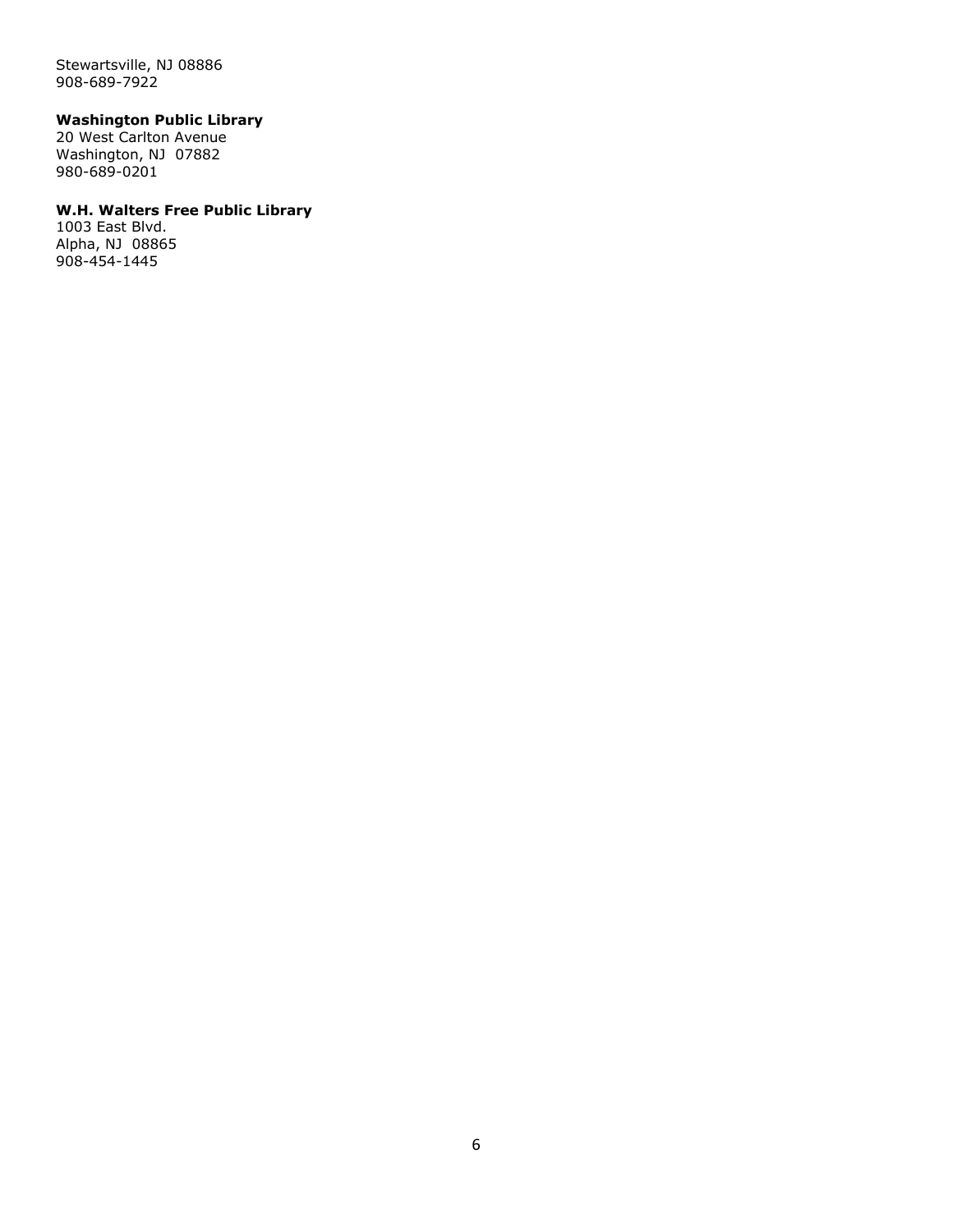Stewartsville, NJ 08886
908-689-7922

**Washington Public Library**
20 West Carlton Avenue
Washington, NJ 07882
980-689-0201

**W.H. Walters Free Public Library**
1003 East Blvd.
Alpha, NJ 08865
908-454-1445